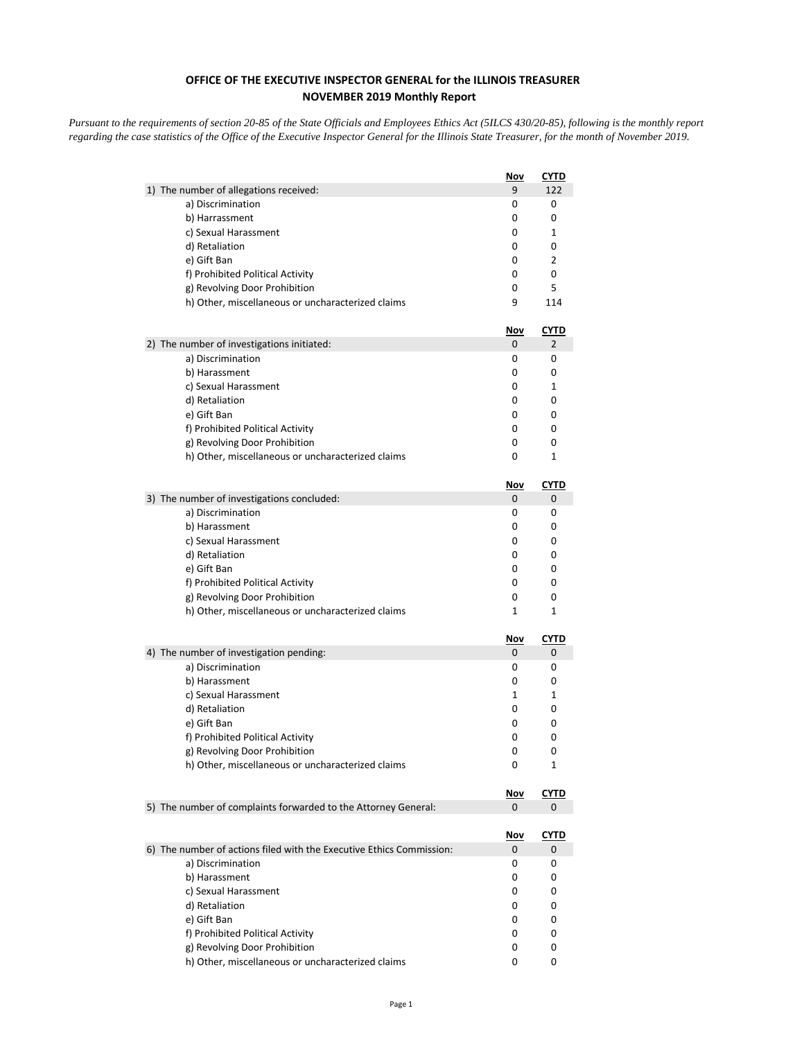**OFFICE OF THE EXECUTIVE INSPECTOR GENERAL for the ILLINOIS TREASURER**
**NOVEMBER 2019 Monthly Report**

*Pursuant to the requirements of section 20-85 of the State Officials and Employees Ethics Act (5ILCS 430/20-85), following is the monthly report regarding the case statistics of the Office of the Executive Inspector General for the Illinois State Treasurer, for the month of November 2019.*

| | Nov | CYTD |
|---|---|---|
| 1) The number of allegations received: | 9 | 122 |
| a) Discrimination | 0 | 0 |
| b) Harrassment | 0 | 0 |
| c) Sexual Harassment | 0 | 1 |
| d) Retaliation | 0 | 0 |
| e) Gift Ban | 0 | 2 |
| f) Prohibited Political Activity | 0 | 0 |
| g) Revolving Door Prohibition | 0 | 5 |
| h) Other, miscellaneous or uncharacterized claims | 9 | 114 |

| | Nov | CYTD |
|---|---|---|
| 2) The number of investigations initiated: | 0 | 2 |
| a) Discrimination | 0 | 0 |
| b) Harassment | 0 | 0 |
| c) Sexual Harassment | 0 | 1 |
| d) Retaliation | 0 | 0 |
| e) Gift Ban | 0 | 0 |
| f) Prohibited Political Activity | 0 | 0 |
| g) Revolving Door Prohibition | 0 | 0 |
| h) Other, miscellaneous or uncharacterized claims | 0 | 1 |

| | Nov | CYTD |
|---|---|---|
| 3) The number of investigations concluded: | 0 | 0 |
| a) Discrimination | 0 | 0 |
| b) Harassment | 0 | 0 |
| c) Sexual Harassment | 0 | 0 |
| d) Retaliation | 0 | 0 |
| e) Gift Ban | 0 | 0 |
| f) Prohibited Political Activity | 0 | 0 |
| g) Revolving Door Prohibition | 0 | 0 |
| h) Other, miscellaneous or uncharacterized claims | 1 | 1 |

| | Nov | CYTD |
|---|---|---|
| 4) The number of investigation pending: | 0 | 0 |
| a) Discrimination | 0 | 0 |
| b) Harassment | 0 | 0 |
| c) Sexual Harassment | 1 | 1 |
| d) Retaliation | 0 | 0 |
| e) Gift Ban | 0 | 0 |
| f) Prohibited Political Activity | 0 | 0 |
| g) Revolving Door Prohibition | 0 | 0 |
| h) Other, miscellaneous or uncharacterized claims | 0 | 1 |

| | Nov | CYTD |
|---|---|---|
| 5) The number of complaints forwarded to the Attorney General: | 0 | 0 |

| | Nov | CYTD |
|---|---|---|
| 6) The number of actions filed with the Executive Ethics Commission: | 0 | 0 |
| a) Discrimination | 0 | 0 |
| b) Harassment | 0 | 0 |
| c) Sexual Harassment | 0 | 0 |
| d) Retaliation | 0 | 0 |
| e) Gift Ban | 0 | 0 |
| f) Prohibited Political Activity | 0 | 0 |
| g) Revolving Door Prohibition | 0 | 0 |
| h) Other, miscellaneous or uncharacterized claims | 0 | 0 |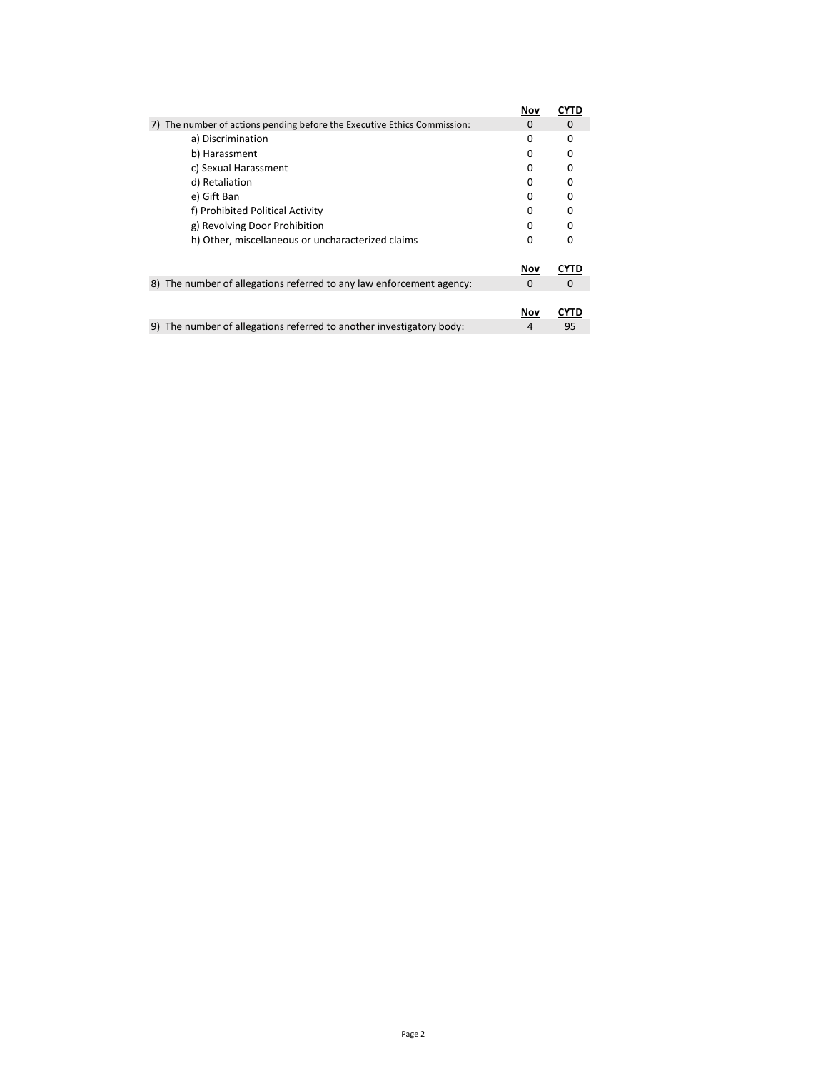| | Nov | CYTD |
|---|---|---|
| 7) The number of actions pending before the Executive Ethics Commission: | 0 | 0 |
| a) Discrimination | 0 | 0 |
| b) Harassment | 0 | 0 |
| c) Sexual Harassment | 0 | 0 |
| d) Retaliation | 0 | 0 |
| e) Gift Ban | 0 | 0 |
| f) Prohibited Political Activity | 0 | 0 |
| g) Revolving Door Prohibition | 0 | 0 |
| h) Other, miscellaneous or uncharacterized claims | 0 | 0 |

| | Nov | CYTD |
|---|---|---|
| 8) The number of allegations referred to any law enforcement agency: | 0 | 0 |

| | Nov | CYTD |
|---|---|---|
| 9) The number of allegations referred to another investigatory body: | 4 | 95 |